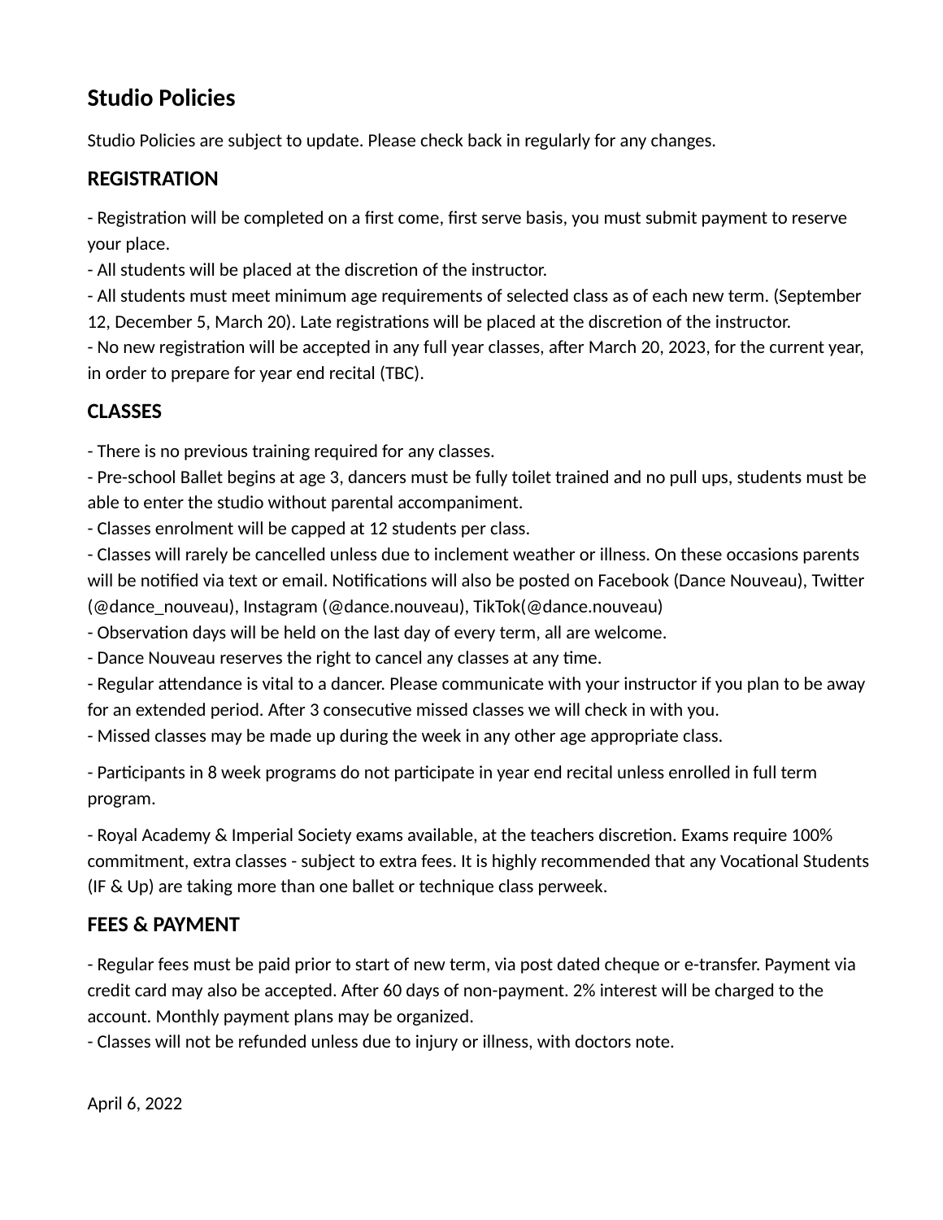# Studio Policies

Studio Policies are subject to update. Please check back in regularly for any changes.

## REGISTRATION

- Registration will be completed on a first come, first serve basis, you must submit payment to reserve your place.
- All students will be placed at the discretion of the instructor.
- All students must meet minimum age requirements of selected class as of each new term. (September 12, December 5, March 20). Late registrations will be placed at the discretion of the instructor.
- No new registration will be accepted in any full year classes, after March 20, 2023, for the current year, in order to prepare for year end recital (TBC).

## CLASSES

- There is no previous training required for any classes.
- Pre-school Ballet begins at age 3, dancers must be fully toilet trained and no pull ups, students must be able to enter the studio without parental accompaniment.
- Classes enrolment will be capped at 12 students per class.
- Classes will rarely be cancelled unless due to inclement weather or illness. On these occasions parents will be notified via text or email. Notifications will also be posted on Facebook (Dance Nouveau), Twitter (@dance_nouveau), Instagram (@dance.nouveau), TikTok(@dance.nouveau)
- Observation days will be held on the last day of every term, all are welcome.
- Dance Nouveau reserves the right to cancel any classes at any time.
- Regular attendance is vital to a dancer. Please communicate with your instructor if you plan to be away for an extended period. After 3 consecutive missed classes we will check in with you.
- Missed classes may be made up during the week in any other age appropriate class.

- Participants in 8 week programs do not participate in year end recital unless enrolled in full term program.

- Royal Academy & Imperial Society exams available, at the teachers discretion. Exams require 100% commitment, extra classes - subject to extra fees. It is highly recommended that any Vocational Students (IF & Up) are taking more than one ballet or technique class perweek.

## FEES & PAYMENT

- Regular fees must be paid prior to start of new term, via post dated cheque or e-transfer. Payment via credit card may also be accepted. After 60 days of non-payment. 2% interest will be charged to the account. Monthly payment plans may be organized.
- Classes will not be refunded unless due to injury or illness, with doctors note.

April 6, 2022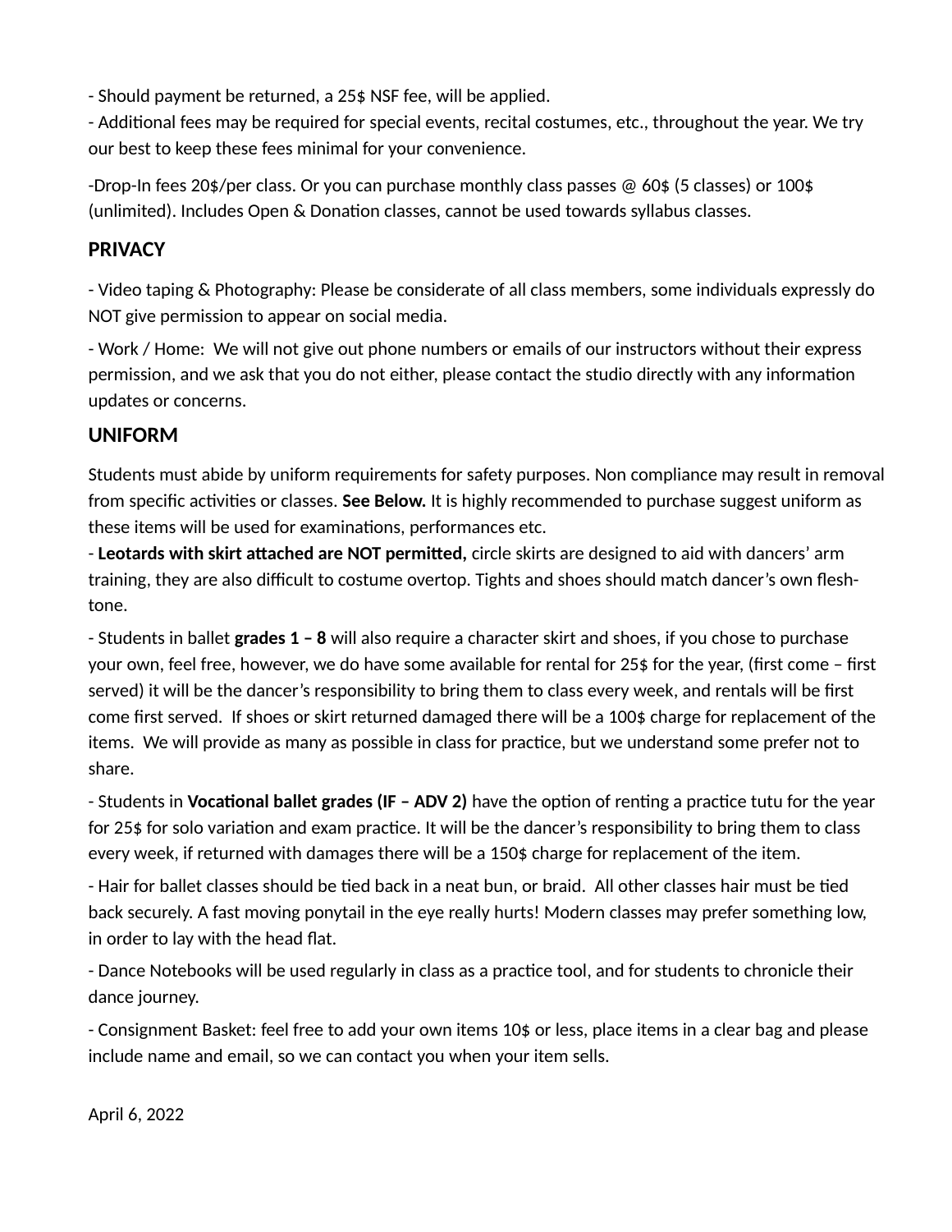- Should payment be returned, a 25$ NSF fee, will be applied.
- Additional fees may be required for special events, recital costumes, etc., throughout the year. We try our best to keep these fees minimal for your convenience.

-Drop-In fees 20$/per class. Or you can purchase monthly class passes @ 60$ (5 classes) or 100$ (unlimited). Includes Open & Donation classes, cannot be used towards syllabus classes.

## PRIVACY

- Video taping & Photography: Please be considerate of all class members, some individuals expressly do NOT give permission to appear on social media.

- Work / Home: We will not give out phone numbers or emails of our instructors without their express permission, and we ask that you do not either, please contact the studio directly with any information updates or concerns.

## UNIFORM

Students must abide by uniform requirements for safety purposes. Non compliance may result in removal from specific activities or classes. **See Below.** It is highly recommended to purchase suggest uniform as these items will be used for examinations, performances etc.

- **Leotards with skirt attached are NOT permitted,** circle skirts are designed to aid with dancers' arm training, they are also difficult to costume overtop. Tights and shoes should match dancer's own flesh-tone.

- Students in ballet **grades 1 – 8** will also require a character skirt and shoes, if you chose to purchase your own, feel free, however, we do have some available for rental for 25$ for the year, (first come – first served) it will be the dancer's responsibility to bring them to class every week, and rentals will be first come first served. If shoes or skirt returned damaged there will be a 100$ charge for replacement of the items. We will provide as many as possible in class for practice, but we understand some prefer not to share.

- Students in **Vocational ballet grades (IF – ADV 2)** have the option of renting a practice tutu for the year for 25$ for solo variation and exam practice. It will be the dancer's responsibility to bring them to class every week, if returned with damages there will be a 150$ charge for replacement of the item.

- Hair for ballet classes should be tied back in a neat bun, or braid. All other classes hair must be tied back securely. A fast moving ponytail in the eye really hurts! Modern classes may prefer something low, in order to lay with the head flat.

- Dance Notebooks will be used regularly in class as a practice tool, and for students to chronicle their dance journey.

- Consignment Basket: feel free to add your own items 10$ or less, place items in a clear bag and please include name and email, so we can contact you when your item sells.

April 6, 2022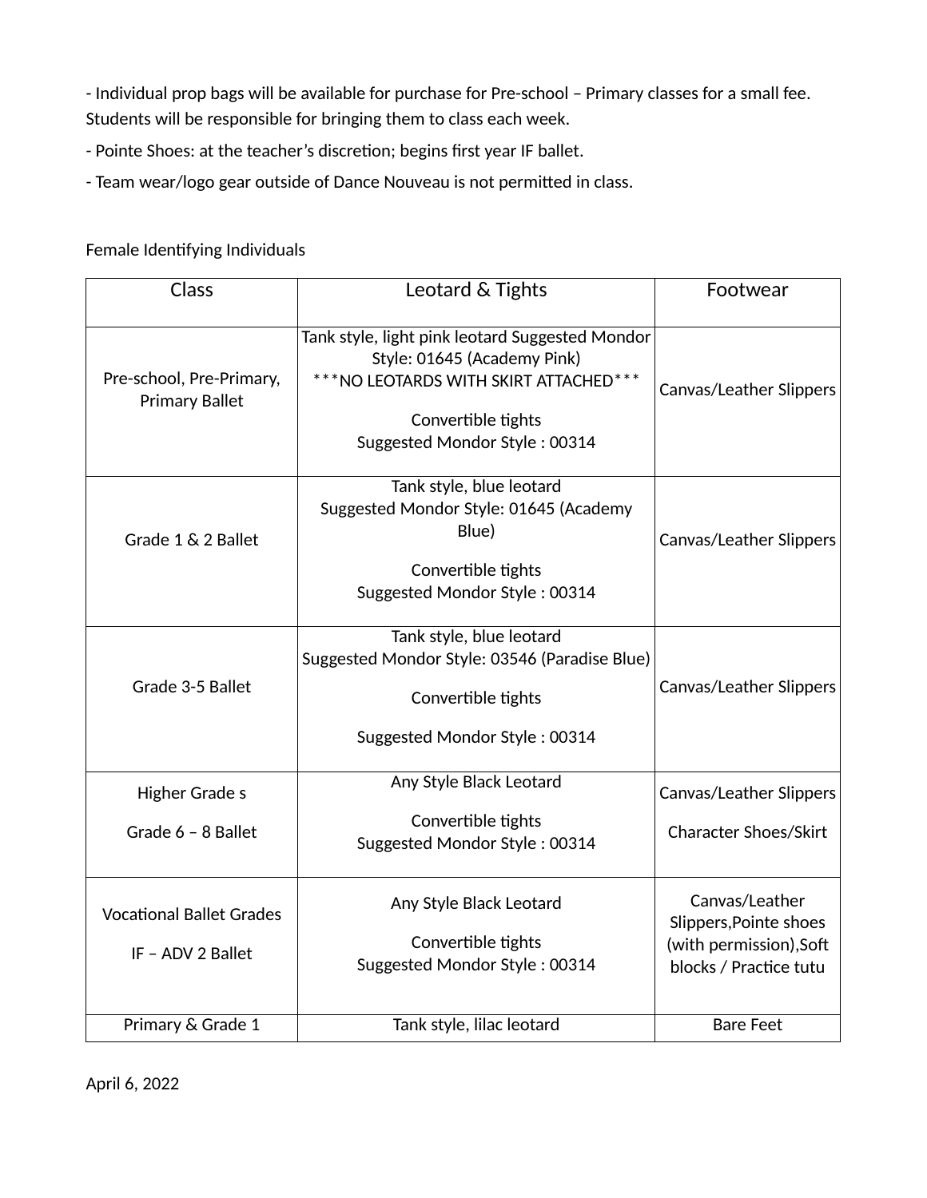- Individual prop bags will be available for purchase for Pre-school – Primary classes for a small fee. Students will be responsible for bringing them to class each week.

- Pointe Shoes: at the teacher's discretion; begins first year IF ballet.

- Team wear/logo gear outside of Dance Nouveau is not permitted in class.

Female Identifying Individuals

| Class | Leotard & Tights | Footwear |
|---|---|---|
| Pre-school, Pre-Primary, Primary Ballet | Tank style, light pink leotard Suggested Mondor Style: 01645 (Academy Pink)<br>***NO LEOTARDS WITH SKIRT ATTACHED***<br><br>Convertible tights<br>Suggested Mondor Style : 00314 | Canvas/Leather Slippers |
| Grade 1 & 2 Ballet | Tank style, blue leotard<br>Suggested Mondor Style: 01645 (Academy Blue)<br><br>Convertible tights<br>Suggested Mondor Style : 00314 | Canvas/Leather Slippers |
| Grade 3-5 Ballet | Tank style, blue leotard<br>Suggested Mondor Style: 03546 (Paradise Blue)<br><br>Convertible tights<br><br>Suggested Mondor Style : 00314 | Canvas/Leather Slippers |
| Higher Grade s<br><br>Grade 6 – 8 Ballet | Any Style Black Leotard<br><br>Convertible tights<br>Suggested Mondor Style : 00314 | Canvas/Leather Slippers<br><br>Character Shoes/Skirt |
| Vocational Ballet Grades<br><br>IF – ADV 2 Ballet | Any Style Black Leotard<br><br>Convertible tights<br>Suggested Mondor Style : 00314 | Canvas/Leather Slippers,Pointe shoes (with permission),Soft blocks / Practice tutu |
| Primary & Grade 1 | Tank style, lilac leotard | Bare Feet |

April 6, 2022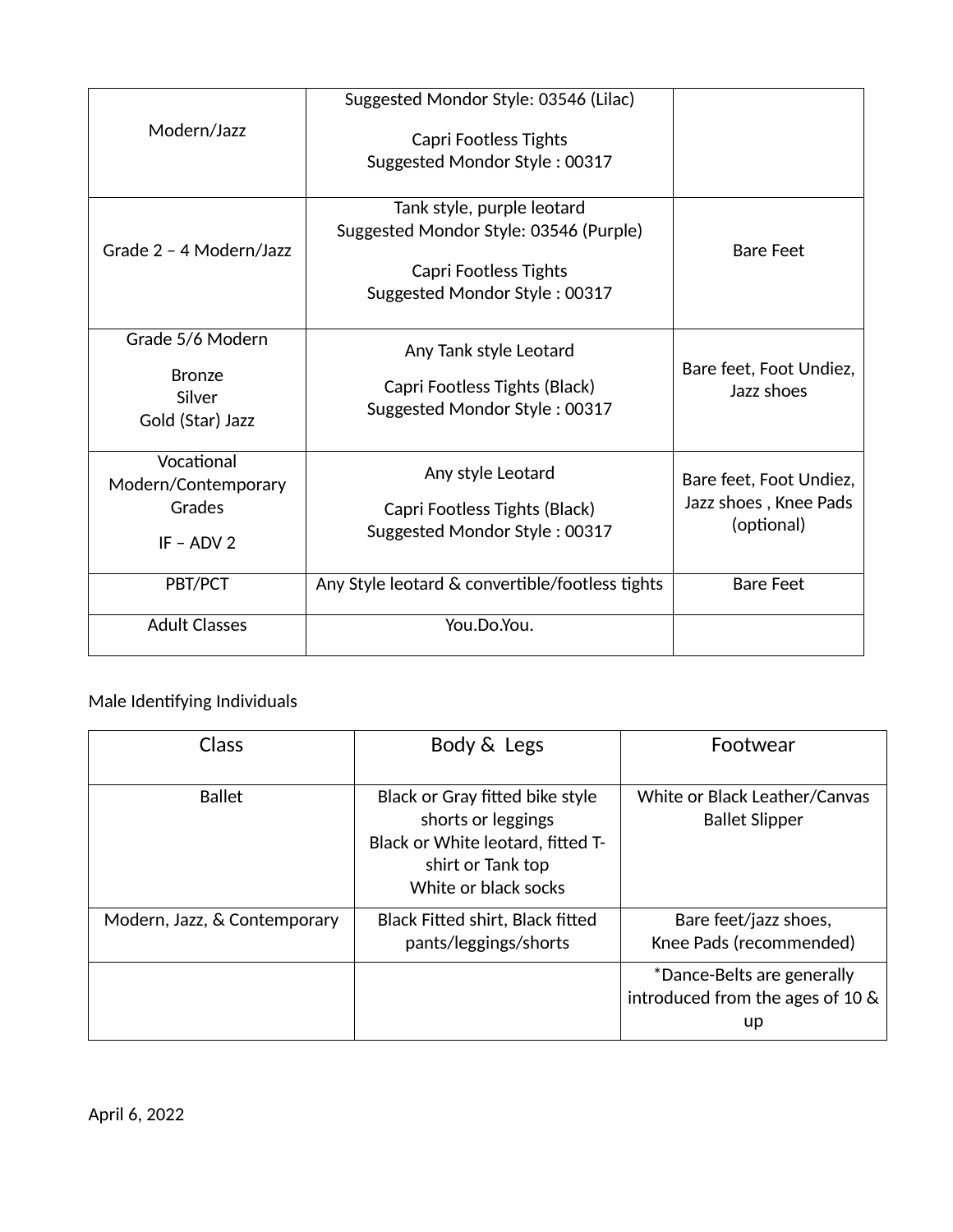| | | |
|---|---|---|
| Modern/Jazz | Suggested Mondor Style: 03546 (Lilac)<br><br>Capri Footless Tights<br>Suggested Mondor Style : 00317 | |
| Grade 2 – 4 Modern/Jazz | Tank style, purple leotard<br>Suggested Mondor Style: 03546 (Purple)<br><br>Capri Footless Tights<br>Suggested Mondor Style : 00317 | Bare Feet |
| Grade 5/6 Modern<br><br>Bronze<br>Silver<br>Gold (Star) Jazz | Any Tank style Leotard<br><br>Capri Footless Tights (Black)<br>Suggested Mondor Style : 00317 | Bare feet, Foot Undiez, Jazz shoes |
| Vocational Modern/Contemporary Grades<br><br>IF – ADV 2 | Any style Leotard<br><br>Capri Footless Tights (Black)<br>Suggested Mondor Style : 00317 | Bare feet, Foot Undiez, Jazz shoes , Knee Pads (optional) |
| PBT/PCT | Any Style leotard & convertible/footless tights | Bare Feet |
| Adult Classes | You.Do.You. | |

Male Identifying Individuals

| Class | Body & Legs | Footwear |
|---|---|---|
| Ballet | Black or Gray fitted bike style shorts or leggings<br>Black or White leotard, fitted T-shirt or Tank top<br>White or black socks | White or Black Leather/Canvas Ballet Slipper |
| Modern, Jazz, & Contemporary | Black Fitted shirt, Black fitted pants/leggings/shorts | Bare feet/jazz shoes,<br>Knee Pads (recommended) |
| | | *Dance-Belts are generally introduced from the ages of 10 & up |

April 6, 2022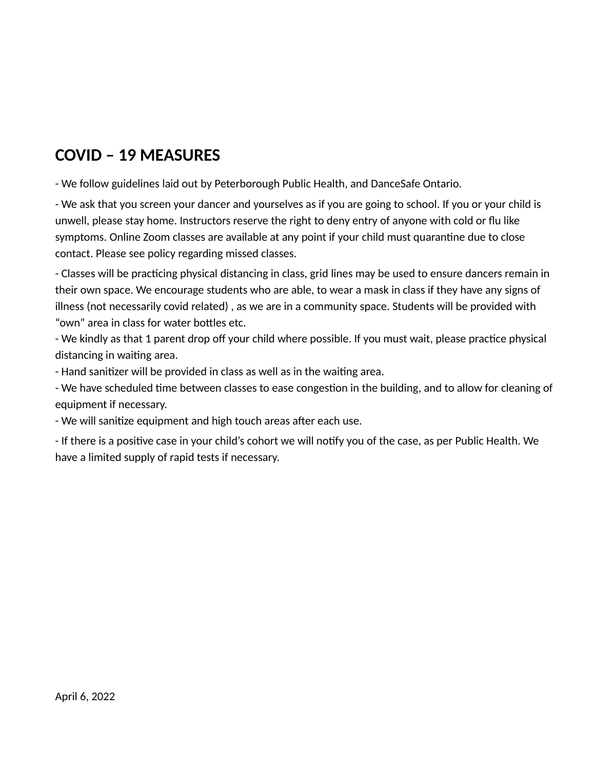## COVID – 19 MEASURES

- We follow guidelines laid out by Peterborough Public Health, and DanceSafe Ontario.

- We ask that you screen your dancer and yourselves as if you are going to school. If you or your child is unwell, please stay home. Instructors reserve the right to deny entry of anyone with cold or flu like symptoms. Online Zoom classes are available at any point if your child must quarantine due to close contact. Please see policy regarding missed classes.

- Classes will be practicing physical distancing in class, grid lines may be used to ensure dancers remain in their own space. We encourage students who are able, to wear a mask in class if they have any signs of illness (not necessarily covid related) , as we are in a community space. Students will be provided with "own" area in class for water bottles etc.
- We kindly as that 1 parent drop off your child where possible. If you must wait, please practice physical distancing in waiting area.
- Hand sanitizer will be provided in class as well as in the waiting area.
- We have scheduled time between classes to ease congestion in the building, and to allow for cleaning of equipment if necessary.
- We will sanitize equipment and high touch areas after each use.

- If there is a positive case in your child's cohort we will notify you of the case, as per Public Health. We have a limited supply of rapid tests if necessary.

April 6, 2022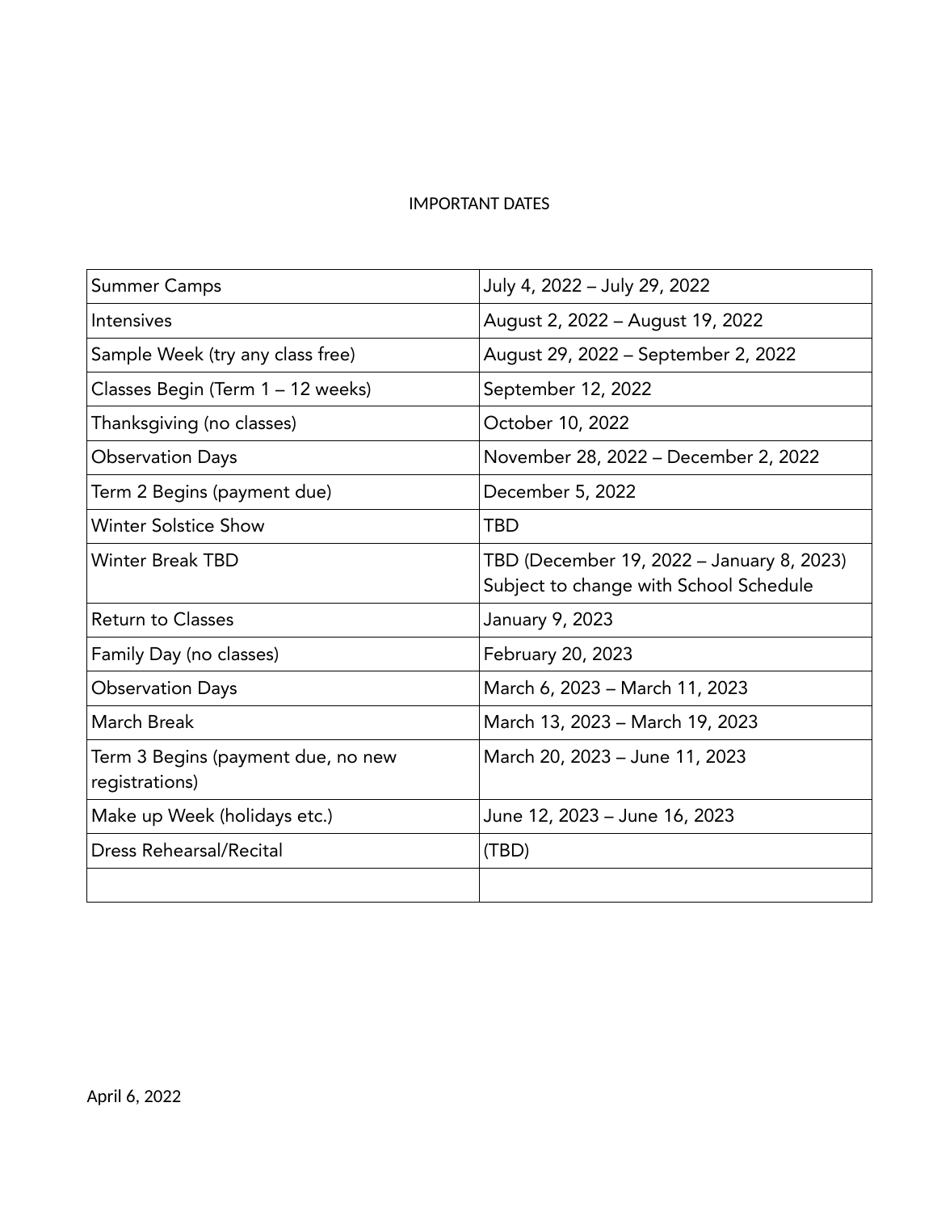# IMPORTANT DATES

| | |
|---|---|
| Summer Camps | July 4, 2022 – July 29, 2022 |
| Intensives | August 2, 2022 – August 19, 2022 |
| Sample Week (try any class free) | August 29, 2022 – September 2, 2022 |
| Classes Begin (Term 1 – 12 weeks) | September 12, 2022 |
| Thanksgiving (no classes) | October 10, 2022 |
| Observation Days | November 28, 2022 – December 2, 2022 |
| Term 2 Begins (payment due) | December 5, 2022 |
| Winter Solstice Show | TBD |
| Winter Break TBD | TBD (December 19, 2022 – January 8, 2023) Subject to change with School Schedule |
| Return to Classes | January 9, 2023 |
| Family Day (no classes) | February 20, 2023 |
| Observation Days | March 6, 2023 – March 11, 2023 |
| March Break | March 13, 2023 – March 19, 2023 |
| Term 3 Begins (payment due, no new registrations) | March 20, 2023 – June 11, 2023 |
| Make up Week (holidays etc.) | June 12, 2023 – June 16, 2023 |
| Dress Rehearsal/Recital | (TBD) |
| | |

April 6, 2022